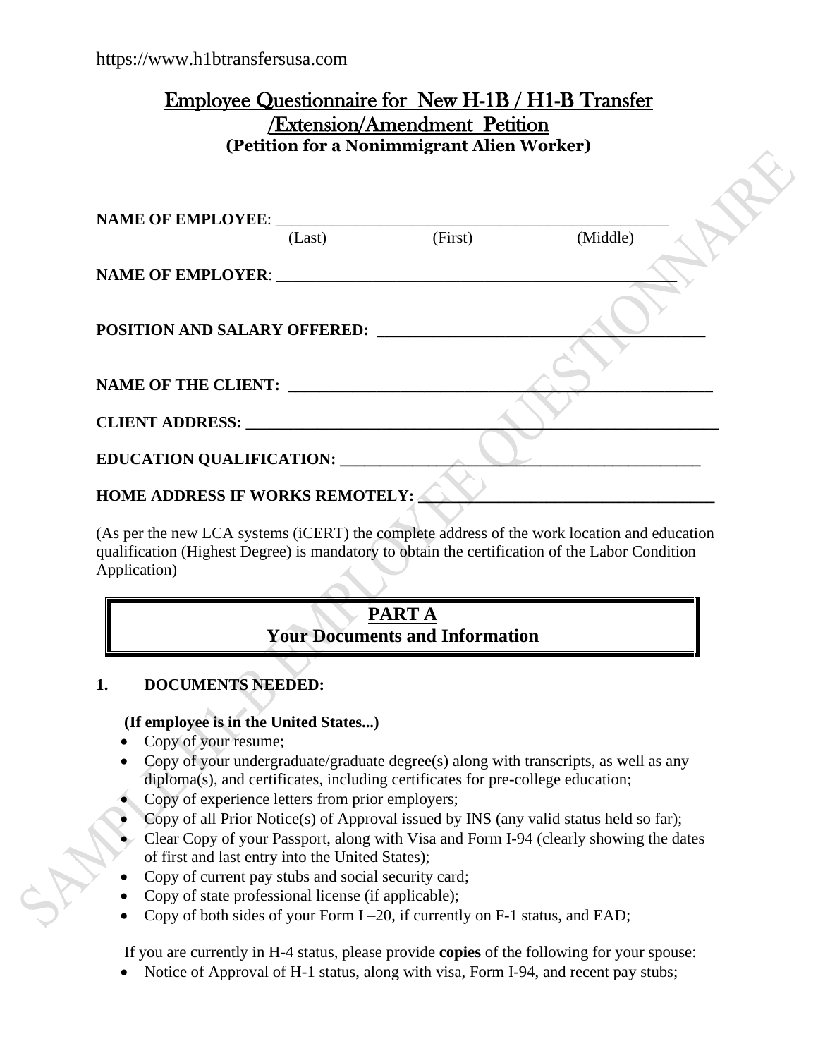https://www.h1btransfersusa.com

# Employee Questionnaire for New H-1B / H1-B Transfer /Extension/Amendment Petition

**(Petition for a Nonimmigrant Alien Worker)**

**NAME OF EMPLOYEE**: ______________________________________________
(Last) (First) (Middle)

**NAME OF EMPLOYER**: ______________________________________________

**POSITION AND SALARY OFFERED:** ______________________________________

**NAME OF THE CLIENT:** ______________________________________________

**CLIENT ADDRESS:** __________________________________________________

**EDUCATION QUALIFICATION:** _________________________________________

**HOME ADDRESS IF WORKS REMOTELY:** ___________________________________

(As per the new LCA systems (iCERT) the complete address of the work location and education qualification (Highest Degree) is mandatory to obtain the certification of the Labor Condition Application)

## PART A
## Your Documents and Information

### 1. DOCUMENTS NEEDED:

**(If employee is in the United States...)**

- Copy of your resume;
- Copy of your undergraduate/graduate degree(s) along with transcripts, as well as any diploma(s), and certificates, including certificates for pre-college education;
- Copy of experience letters from prior employers;
- Copy of all Prior Notice(s) of Approval issued by INS (any valid status held so far);
- Clear Copy of your Passport, along with Visa and Form I-94 (clearly showing the dates of first and last entry into the United States);
- Copy of current pay stubs and social security card;
- Copy of state professional license (if applicable);
- Copy of both sides of your Form I –20, if currently on F-1 status, and EAD;

If you are currently in H-4 status, please provide **copies** of the following for your spouse:

- Notice of Approval of H-1 status, along with visa, Form I-94, and recent pay stubs;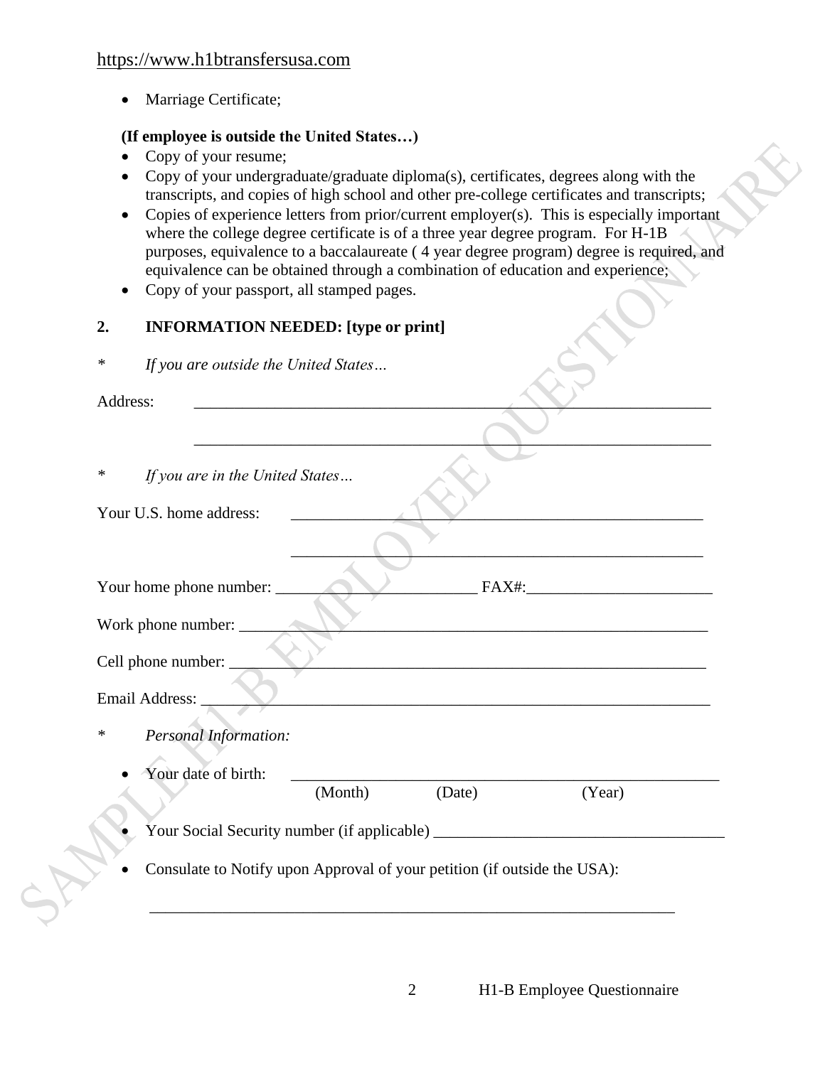- Marriage Certificate;

**(If employee is outside the United States…)**

- Copy of your resume;
- Copy of your undergraduate/graduate diploma(s), certificates, degrees along with the transcripts, and copies of high school and other pre-college certificates and transcripts;
- Copies of experience letters from prior/current employer(s). This is especially important where the college degree certificate is of a three year degree program. For H-1B purposes, equivalence to a baccalaureate ( 4 year degree program) degree is required, and equivalence can be obtained through a combination of education and experience;
- Copy of your passport, all stamped pages.

## 2. INFORMATION NEEDED: [type or print]

\* *If you are outside the United States…*

Address: ____________________________________________________________

____________________________________________________________

\* *If you are in the United States…*

Your U.S. home address: ______________________________________________

______________________________________________

Your home phone number: ________________________ FAX#:______________________

Work phone number: ____________________________________________________________

Cell phone number: ____________________________________________________________

Email Address: ________________________________________________________________

\* *Personal Information:*

- Your date of birth: ______________________________________________
  (Month) (Date) (Year)

- Your Social Security number (if applicable) ___________________________________

- Consulate to Notify upon Approval of your petition (if outside the USA):

  ____________________________________________________________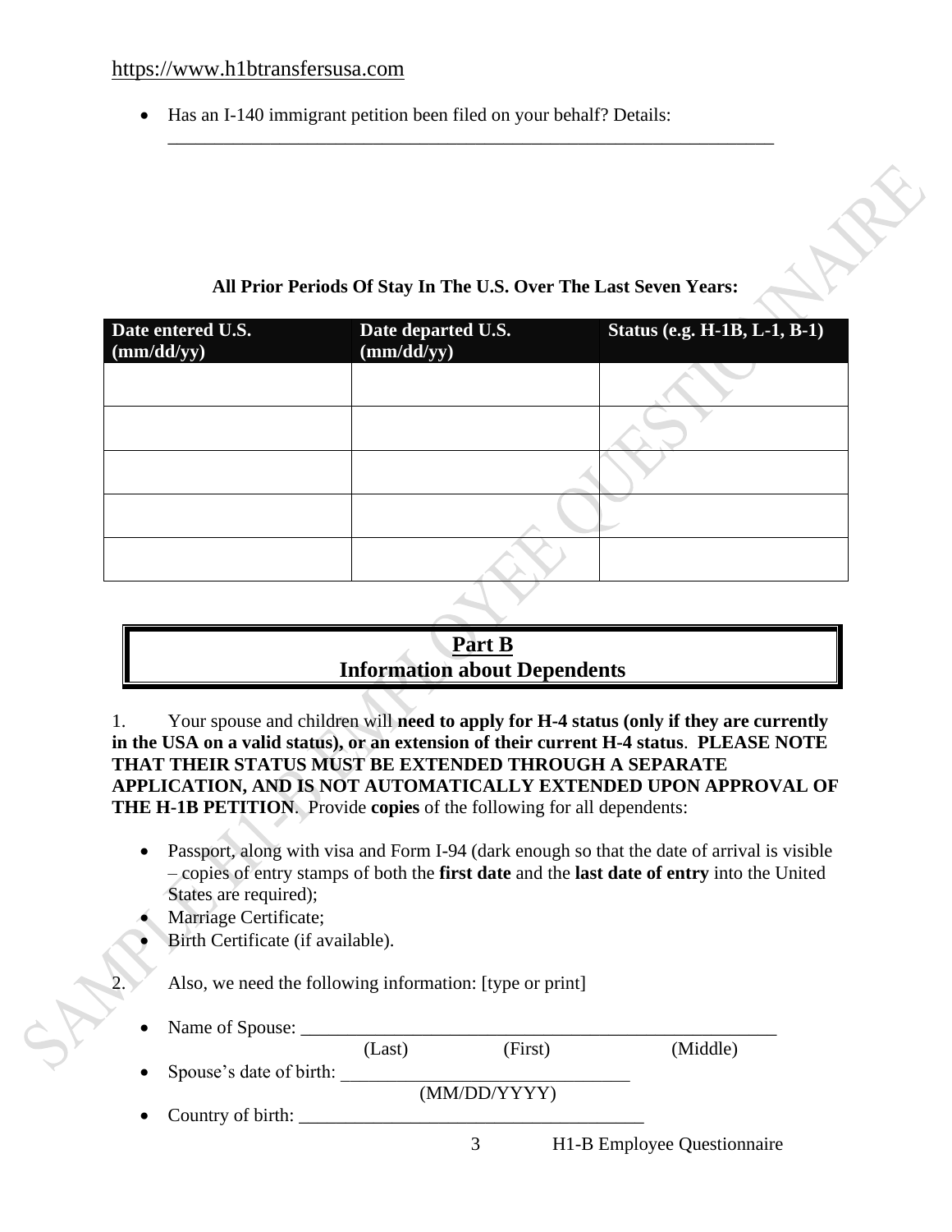- Has an I-140 immigrant petition been filed on your behalf? Details: ____________________________________________________________________

**All Prior Periods Of Stay In The U.S. Over The Last Seven Years:**

| Date entered U.S. (mm/dd/yy) | Date departed U.S. (mm/dd/yy) | Status (e.g. H-1B, L-1, B-1) |
|---|---|---|
| | | |
| | | |
| | | |
| | | |
| | | |

## Part B
## Information about Dependents

1. Your spouse and children will **need to apply for H-4 status (only if they are currently in the USA on a valid status), or an extension of their current H-4 status**. **PLEASE NOTE THAT THEIR STATUS MUST BE EXTENDED THROUGH A SEPARATE APPLICATION, AND IS NOT AUTOMATICALLY EXTENDED UPON APPROVAL OF THE H-1B PETITION**. Provide **copies** of the following for all dependents:

- Passport, along with visa and Form I-94 (dark enough so that the date of arrival is visible – copies of entry stamps of both the **first date** and the **last date of entry** into the United States are required);
- Marriage Certificate;
- Birth Certificate (if available).

2. Also, we need the following information: [type or print]

- Name of Spouse: ______________________________________________________
  (Last) (First) (Middle)
- Spouse's date of birth: ________________________________
  (MM/DD/YYYY)
- Country of birth: ______________________________________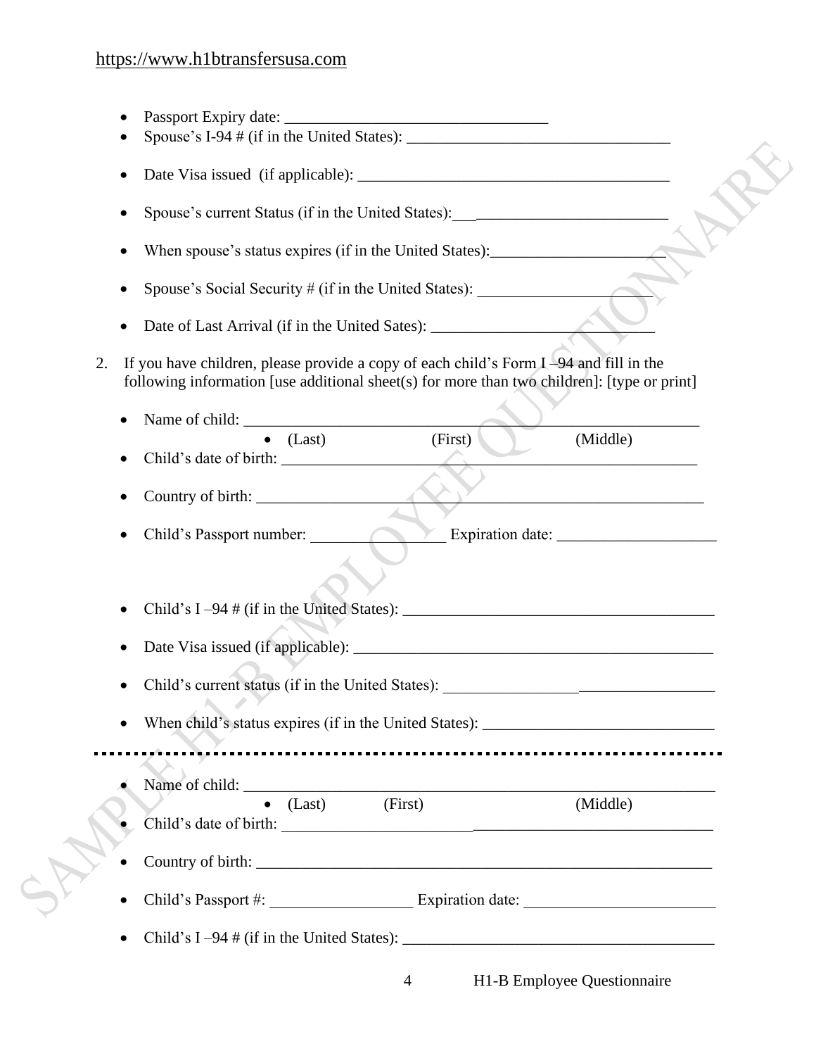- Passport Expiry date: _________________________________
- Spouse's I-94 # (if in the United States): _________________________________
- Date Visa issued (if applicable): ________________________________________
- Spouse's current Status (if in the United States):___________________________
- When spouse's status expires (if in the United States):______________________
- Spouse's Social Security # (if in the United States): ______________________
- Date of Last Arrival (if in the United Sates): ____________________________

2. If you have children, please provide a copy of each child's Form I –94 and fill in the following information [use additional sheet(s) for more than two children]: [type or print]

- Name of child: ___________________________________________________________
  - (Last) (First) (Middle)
- Child's date of birth: ______________________________________________________
- Country of birth: ___________________________________________________________
- Child's Passport number: _________________ Expiration date: ____________________
- Child's I –94 # (if in the United States): _______________________________________
- Date Visa issued (if applicable): _______________________________________________
- Child's current status (if in the United States): __________________________________
- When child's status expires (if in the United States): ______________________________

---

- Name of child: ___________________________________________________________
  - (Last) (First) (Middle)
- Child's date of birth: ______________________________________________________
- Country of birth: ___________________________________________________________
- Child's Passport #: __________________ Expiration date: ________________________
- Child's I –94 # (if in the United States): _______________________________________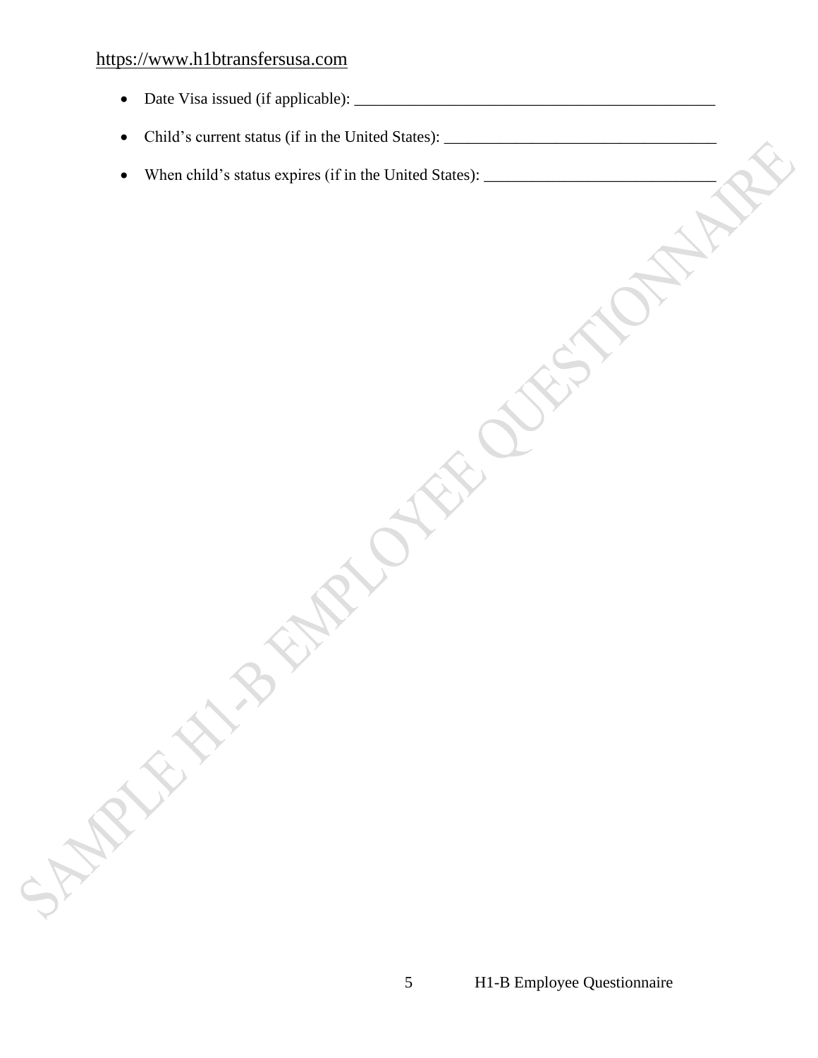- Date Visa issued (if applicable): ______________________________________________
- Child's current status (if in the United States): __________________________________
- When child's status expires (if in the United States): _____________________________